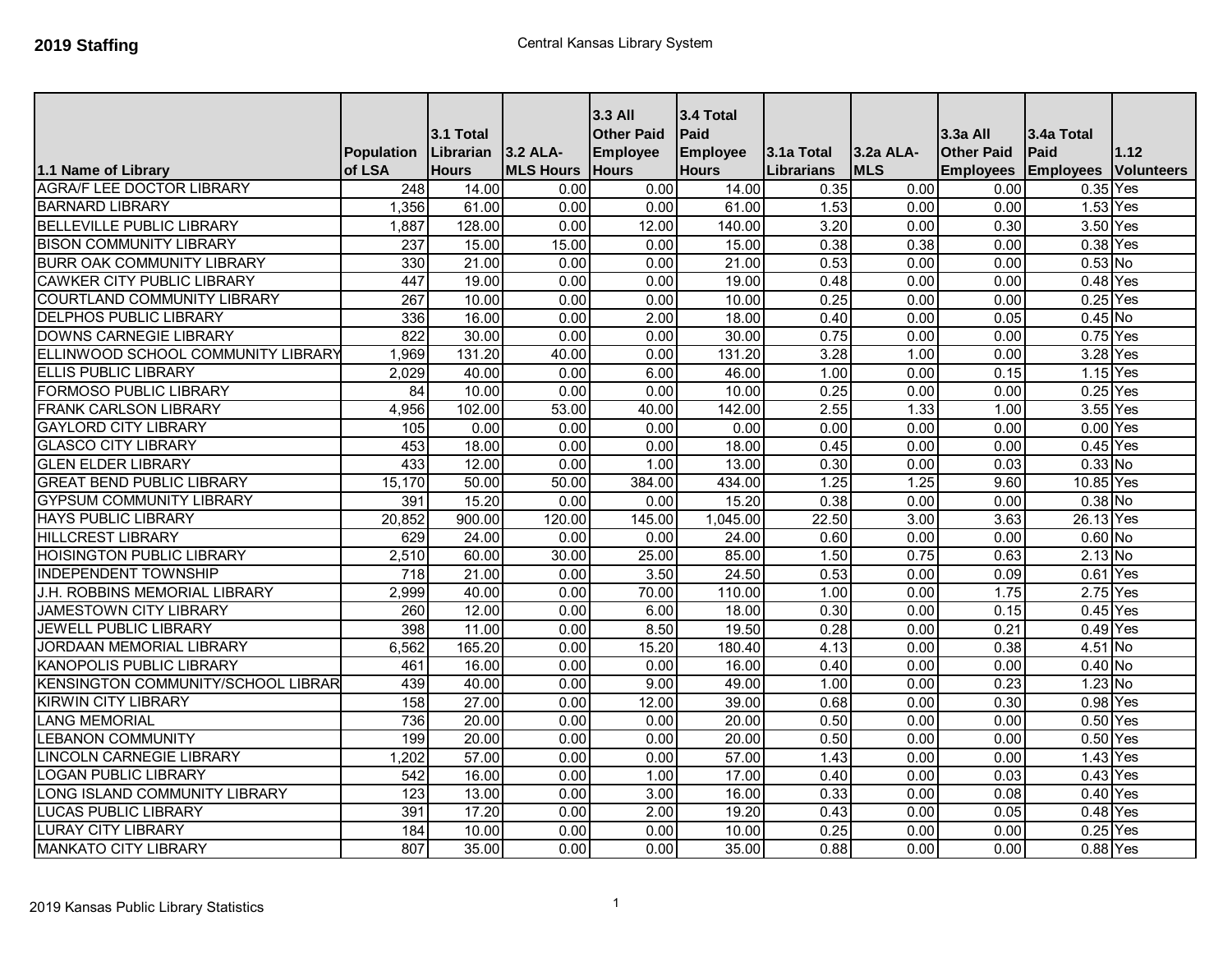**2019 Staffing**

Central Kansas Library System

| 1.1 Name of Library | Population of LSA | 3.1 Total Librarian Hours | 3.2 ALA-MLS Hours | 3.3 All Other Paid Employee Hours | 3.4 Total Paid Employee Hours | 3.1a Total Librarians | 3.2a ALA-MLS | 3.3a All Other Paid Employees | 3.4a Total Paid Employees | 1.12 Volunteers |
|---|---|---|---|---|---|---|---|---|---|---|
| AGRA/F LEE DOCTOR LIBRARY | 248 | 14.00 | 0.00 | 0.00 | 14.00 | 0.35 | 0.00 | 0.00 | 0.35 | Yes |
| BARNARD LIBRARY | 1,356 | 61.00 | 0.00 | 0.00 | 61.00 | 1.53 | 0.00 | 0.00 | 1.53 | Yes |
| BELLEVILLE PUBLIC LIBRARY | 1,887 | 128.00 | 0.00 | 12.00 | 140.00 | 3.20 | 0.00 | 0.30 | 3.50 | Yes |
| BISON COMMUNITY LIBRARY | 237 | 15.00 | 15.00 | 0.00 | 15.00 | 0.38 | 0.38 | 0.00 | 0.38 | Yes |
| BURR OAK COMMUNITY LIBRARY | 330 | 21.00 | 0.00 | 0.00 | 21.00 | 0.53 | 0.00 | 0.00 | 0.53 | No |
| CAWKER CITY PUBLIC LIBRARY | 447 | 19.00 | 0.00 | 0.00 | 19.00 | 0.48 | 0.00 | 0.00 | 0.48 | Yes |
| COURTLAND COMMUNITY LIBRARY | 267 | 10.00 | 0.00 | 0.00 | 10.00 | 0.25 | 0.00 | 0.00 | 0.25 | Yes |
| DELPHOS PUBLIC LIBRARY | 336 | 16.00 | 0.00 | 2.00 | 18.00 | 0.40 | 0.00 | 0.05 | 0.45 | No |
| DOWNS CARNEGIE LIBRARY | 822 | 30.00 | 0.00 | 0.00 | 30.00 | 0.75 | 0.00 | 0.00 | 0.75 | Yes |
| ELLINWOOD SCHOOL COMMUNITY LIBRARY | 1,969 | 131.20 | 40.00 | 0.00 | 131.20 | 3.28 | 1.00 | 0.00 | 3.28 | Yes |
| ELLIS PUBLIC LIBRARY | 2,029 | 40.00 | 0.00 | 6.00 | 46.00 | 1.00 | 0.00 | 0.15 | 1.15 | Yes |
| FORMOSO PUBLIC LIBRARY | 84 | 10.00 | 0.00 | 0.00 | 10.00 | 0.25 | 0.00 | 0.00 | 0.25 | Yes |
| FRANK CARLSON LIBRARY | 4,956 | 102.00 | 53.00 | 40.00 | 142.00 | 2.55 | 1.33 | 1.00 | 3.55 | Yes |
| GAYLORD CITY LIBRARY | 105 | 0.00 | 0.00 | 0.00 | 0.00 | 0.00 | 0.00 | 0.00 | 0.00 | Yes |
| GLASCO CITY LIBRARY | 453 | 18.00 | 0.00 | 0.00 | 18.00 | 0.45 | 0.00 | 0.00 | 0.45 | Yes |
| GLEN ELDER LIBRARY | 433 | 12.00 | 0.00 | 1.00 | 13.00 | 0.30 | 0.00 | 0.03 | 0.33 | No |
| GREAT BEND PUBLIC LIBRARY | 15,170 | 50.00 | 50.00 | 384.00 | 434.00 | 1.25 | 1.25 | 9.60 | 10.85 | Yes |
| GYPSUM COMMUNITY LIBRARY | 391 | 15.20 | 0.00 | 0.00 | 15.20 | 0.38 | 0.00 | 0.00 | 0.38 | No |
| HAYS PUBLIC LIBRARY | 20,852 | 900.00 | 120.00 | 145.00 | 1,045.00 | 22.50 | 3.00 | 3.63 | 26.13 | Yes |
| HILLCREST LIBRARY | 629 | 24.00 | 0.00 | 0.00 | 24.00 | 0.60 | 0.00 | 0.00 | 0.60 | No |
| HOISINGTON PUBLIC LIBRARY | 2,510 | 60.00 | 30.00 | 25.00 | 85.00 | 1.50 | 0.75 | 0.63 | 2.13 | No |
| INDEPENDENT TOWNSHIP | 718 | 21.00 | 0.00 | 3.50 | 24.50 | 0.53 | 0.00 | 0.09 | 0.61 | Yes |
| J.H. ROBBINS MEMORIAL LIBRARY | 2,999 | 40.00 | 0.00 | 70.00 | 110.00 | 1.00 | 0.00 | 1.75 | 2.75 | Yes |
| JAMESTOWN CITY LIBRARY | 260 | 12.00 | 0.00 | 6.00 | 18.00 | 0.30 | 0.00 | 0.15 | 0.45 | Yes |
| JEWELL PUBLIC LIBRARY | 398 | 11.00 | 0.00 | 8.50 | 19.50 | 0.28 | 0.00 | 0.21 | 0.49 | Yes |
| JORDAAN MEMORIAL LIBRARY | 6,562 | 165.20 | 0.00 | 15.20 | 180.40 | 4.13 | 0.00 | 0.38 | 4.51 | No |
| KANOPOLIS PUBLIC LIBRARY | 461 | 16.00 | 0.00 | 0.00 | 16.00 | 0.40 | 0.00 | 0.00 | 0.40 | No |
| KENSINGTON COMMUNITY/SCHOOL LIBRAR | 439 | 40.00 | 0.00 | 9.00 | 49.00 | 1.00 | 0.00 | 0.23 | 1.23 | No |
| KIRWIN CITY LIBRARY | 158 | 27.00 | 0.00 | 12.00 | 39.00 | 0.68 | 0.00 | 0.30 | 0.98 | Yes |
| LANG MEMORIAL | 736 | 20.00 | 0.00 | 0.00 | 20.00 | 0.50 | 0.00 | 0.00 | 0.50 | Yes |
| LEBANON COMMUNITY | 199 | 20.00 | 0.00 | 0.00 | 20.00 | 0.50 | 0.00 | 0.00 | 0.50 | Yes |
| LINCOLN CARNEGIE LIBRARY | 1,202 | 57.00 | 0.00 | 0.00 | 57.00 | 1.43 | 0.00 | 0.00 | 1.43 | Yes |
| LOGAN PUBLIC LIBRARY | 542 | 16.00 | 0.00 | 1.00 | 17.00 | 0.40 | 0.00 | 0.03 | 0.43 | Yes |
| LONG ISLAND COMMUNITY LIBRARY | 123 | 13.00 | 0.00 | 3.00 | 16.00 | 0.33 | 0.00 | 0.08 | 0.40 | Yes |
| LUCAS PUBLIC LIBRARY | 391 | 17.20 | 0.00 | 2.00 | 19.20 | 0.43 | 0.00 | 0.05 | 0.48 | Yes |
| LURAY CITY LIBRARY | 184 | 10.00 | 0.00 | 0.00 | 10.00 | 0.25 | 0.00 | 0.00 | 0.25 | Yes |
| MANKATO CITY LIBRARY | 807 | 35.00 | 0.00 | 0.00 | 35.00 | 0.88 | 0.00 | 0.00 | 0.88 | Yes |

2019 Kansas Public Library Statistics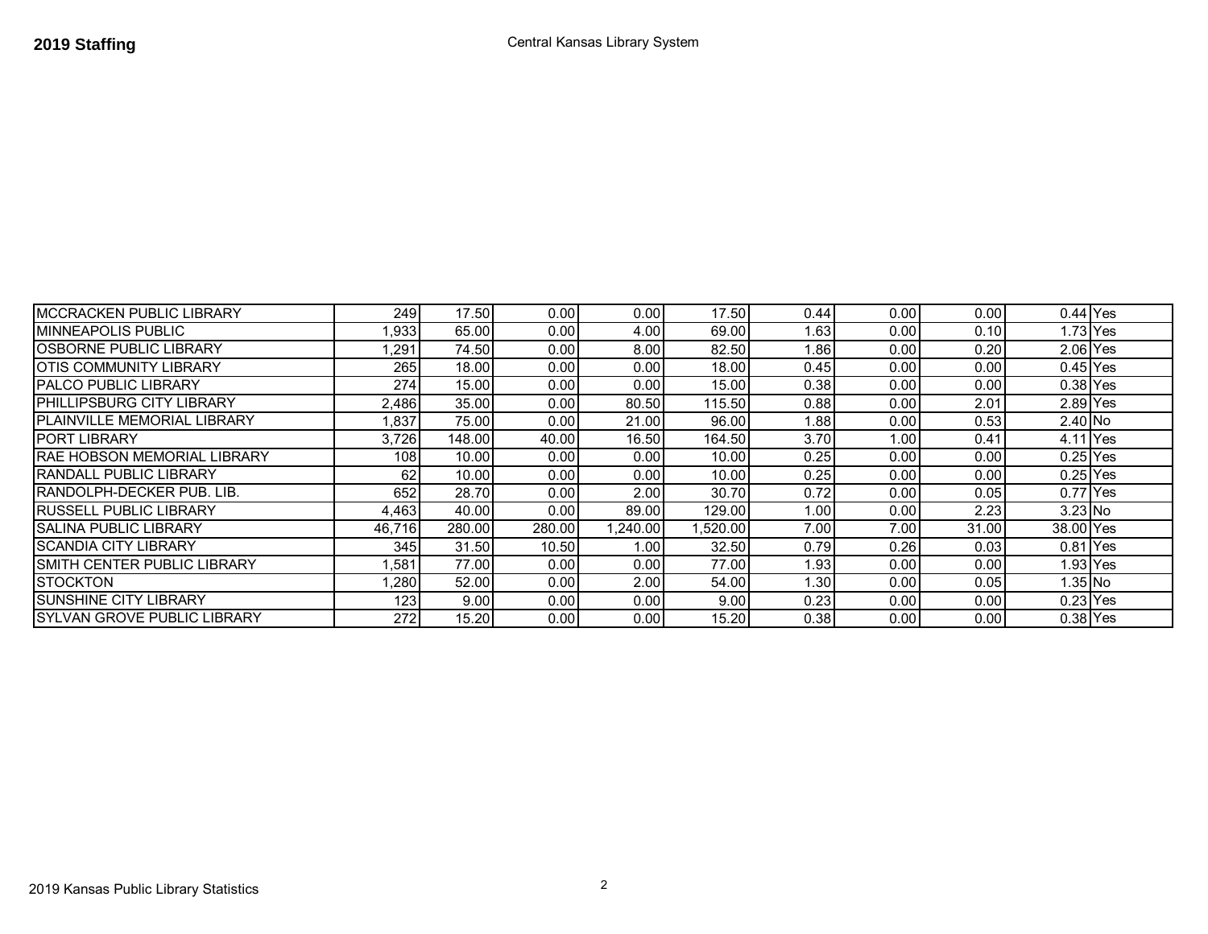**2019 Staffing**

Central Kansas Library System

| | | | | | | | | | | |
|---|---|---|---|---|---|---|---|---|---|---|
| MCCRACKEN PUBLIC LIBRARY | 249 | 17.50 | 0.00 | 0.00 | 17.50 | 0.44 | 0.00 | 0.00 | 0.44 | Yes |
| MINNEAPOLIS PUBLIC | 1,933 | 65.00 | 0.00 | 4.00 | 69.00 | 1.63 | 0.00 | 0.10 | 1.73 | Yes |
| OSBORNE PUBLIC LIBRARY | 1,291 | 74.50 | 0.00 | 8.00 | 82.50 | 1.86 | 0.00 | 0.20 | 2.06 | Yes |
| OTIS COMMUNITY LIBRARY | 265 | 18.00 | 0.00 | 0.00 | 18.00 | 0.45 | 0.00 | 0.00 | 0.45 | Yes |
| PALCO PUBLIC LIBRARY | 274 | 15.00 | 0.00 | 0.00 | 15.00 | 0.38 | 0.00 | 0.00 | 0.38 | Yes |
| PHILLIPSBURG CITY LIBRARY | 2,486 | 35.00 | 0.00 | 80.50 | 115.50 | 0.88 | 0.00 | 2.01 | 2.89 | Yes |
| PLAINVILLE MEMORIAL LIBRARY | 1,837 | 75.00 | 0.00 | 21.00 | 96.00 | 1.88 | 0.00 | 0.53 | 2.40 | No |
| PORT LIBRARY | 3,726 | 148.00 | 40.00 | 16.50 | 164.50 | 3.70 | 1.00 | 0.41 | 4.11 | Yes |
| RAE HOBSON MEMORIAL LIBRARY | 108 | 10.00 | 0.00 | 0.00 | 10.00 | 0.25 | 0.00 | 0.00 | 0.25 | Yes |
| RANDALL PUBLIC LIBRARY | 62 | 10.00 | 0.00 | 0.00 | 10.00 | 0.25 | 0.00 | 0.00 | 0.25 | Yes |
| RANDOLPH-DECKER PUB. LIB. | 652 | 28.70 | 0.00 | 2.00 | 30.70 | 0.72 | 0.00 | 0.05 | 0.77 | Yes |
| RUSSELL PUBLIC LIBRARY | 4,463 | 40.00 | 0.00 | 89.00 | 129.00 | 1.00 | 0.00 | 2.23 | 3.23 | No |
| SALINA PUBLIC LIBRARY | 46,716 | 280.00 | 280.00 | 1,240.00 | 1,520.00 | 7.00 | 7.00 | 31.00 | 38.00 | Yes |
| SCANDIA CITY LIBRARY | 345 | 31.50 | 10.50 | 1.00 | 32.50 | 0.79 | 0.26 | 0.03 | 0.81 | Yes |
| SMITH CENTER PUBLIC LIBRARY | 1,581 | 77.00 | 0.00 | 0.00 | 77.00 | 1.93 | 0.00 | 0.00 | 1.93 | Yes |
| STOCKTON | 1,280 | 52.00 | 0.00 | 2.00 | 54.00 | 1.30 | 0.00 | 0.05 | 1.35 | No |
| SUNSHINE CITY LIBRARY | 123 | 9.00 | 0.00 | 0.00 | 9.00 | 0.23 | 0.00 | 0.00 | 0.23 | Yes |
| SYLVAN GROVE PUBLIC LIBRARY | 272 | 15.20 | 0.00 | 0.00 | 15.20 | 0.38 | 0.00 | 0.00 | 0.38 | Yes |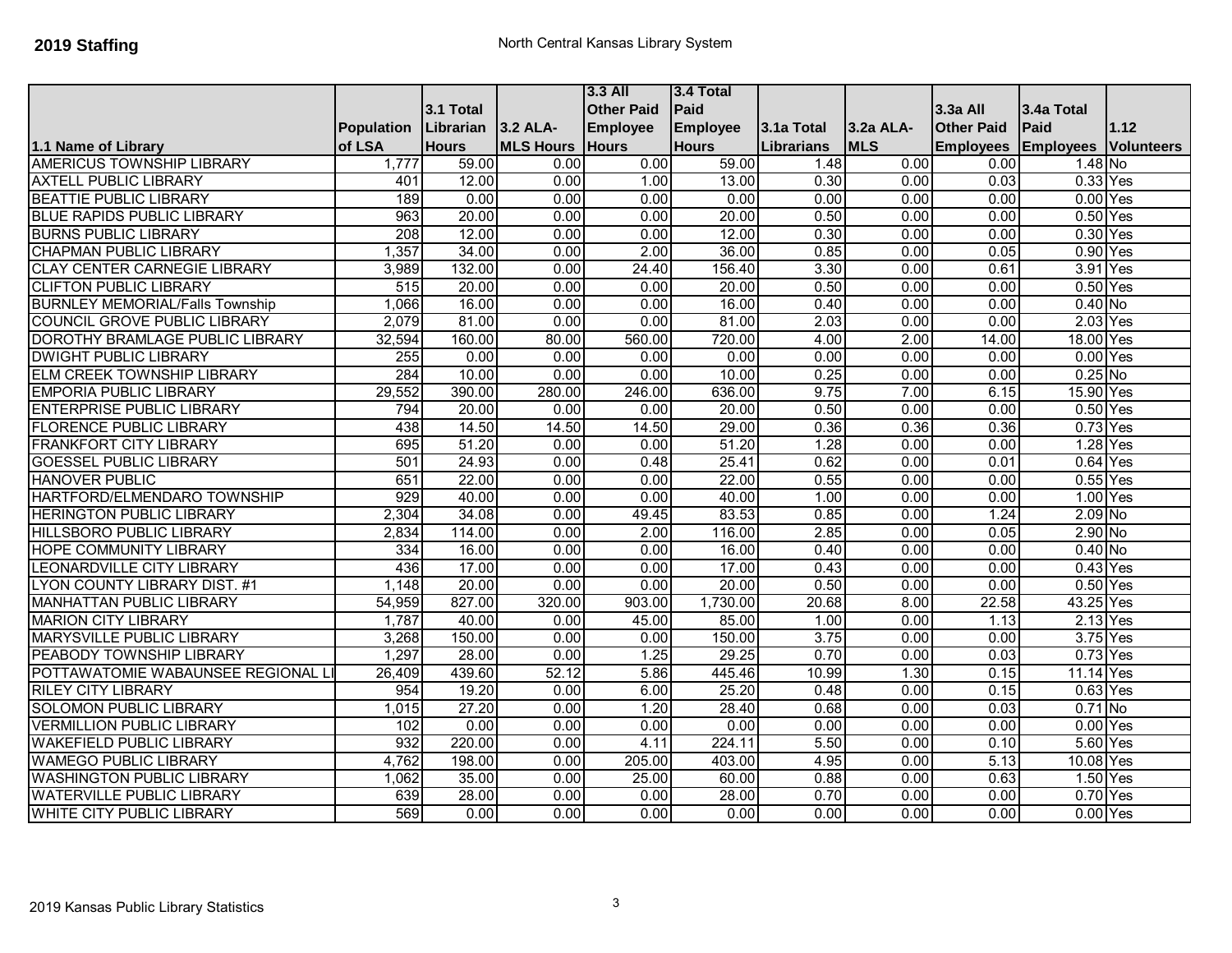**2019 Staffing**

North Central Kansas Library System

| 1.1 Name of Library | Population of LSA | 3.1 Total Librarian Hours | 3.2 ALA-MLS Hours | 3.3 All Other Paid Employee Hours | 3.4 Total Paid Employee Hours | 3.1a Total Librarians | 3.2a ALA-MLS | 3.3a All Other Paid Employees | 3.4a Total Paid Employees | 1.12 Volunteers |
|---|---|---|---|---|---|---|---|---|---|---|
| AMERICUS TOWNSHIP LIBRARY | 1,777 | 59.00 | 0.00 | 0.00 | 59.00 | 1.48 | 0.00 | 0.00 | 1.48 | No |
| AXTELL PUBLIC LIBRARY | 401 | 12.00 | 0.00 | 1.00 | 13.00 | 0.30 | 0.00 | 0.03 | 0.33 | Yes |
| BEATTIE PUBLIC LIBRARY | 189 | 0.00 | 0.00 | 0.00 | 0.00 | 0.00 | 0.00 | 0.00 | 0.00 | Yes |
| BLUE RAPIDS PUBLIC LIBRARY | 963 | 20.00 | 0.00 | 0.00 | 20.00 | 0.50 | 0.00 | 0.00 | 0.50 | Yes |
| BURNS PUBLIC LIBRARY | 208 | 12.00 | 0.00 | 0.00 | 12.00 | 0.30 | 0.00 | 0.00 | 0.30 | Yes |
| CHAPMAN PUBLIC LIBRARY | 1,357 | 34.00 | 0.00 | 2.00 | 36.00 | 0.85 | 0.00 | 0.05 | 0.90 | Yes |
| CLAY CENTER CARNEGIE LIBRARY | 3,989 | 132.00 | 0.00 | 24.40 | 156.40 | 3.30 | 0.00 | 0.61 | 3.91 | Yes |
| CLIFTON PUBLIC LIBRARY | 515 | 20.00 | 0.00 | 0.00 | 20.00 | 0.50 | 0.00 | 0.00 | 0.50 | Yes |
| BURNLEY MEMORIAL/Falls Township | 1,066 | 16.00 | 0.00 | 0.00 | 16.00 | 0.40 | 0.00 | 0.00 | 0.40 | No |
| COUNCIL GROVE PUBLIC LIBRARY | 2,079 | 81.00 | 0.00 | 0.00 | 81.00 | 2.03 | 0.00 | 0.00 | 2.03 | Yes |
| DOROTHY BRAMLAGE PUBLIC LIBRARY | 32,594 | 160.00 | 80.00 | 560.00 | 720.00 | 4.00 | 2.00 | 14.00 | 18.00 | Yes |
| DWIGHT PUBLIC LIBRARY | 255 | 0.00 | 0.00 | 0.00 | 0.00 | 0.00 | 0.00 | 0.00 | 0.00 | Yes |
| ELM CREEK TOWNSHIP LIBRARY | 284 | 10.00 | 0.00 | 0.00 | 10.00 | 0.25 | 0.00 | 0.00 | 0.25 | No |
| EMPORIA PUBLIC LIBRARY | 29,552 | 390.00 | 280.00 | 246.00 | 636.00 | 9.75 | 7.00 | 6.15 | 15.90 | Yes |
| ENTERPRISE PUBLIC LIBRARY | 794 | 20.00 | 0.00 | 0.00 | 20.00 | 0.50 | 0.00 | 0.00 | 0.50 | Yes |
| FLORENCE PUBLIC LIBRARY | 438 | 14.50 | 14.50 | 14.50 | 29.00 | 0.36 | 0.36 | 0.36 | 0.73 | Yes |
| FRANKFORT CITY LIBRARY | 695 | 51.20 | 0.00 | 0.00 | 51.20 | 1.28 | 0.00 | 0.00 | 1.28 | Yes |
| GOESSEL PUBLIC LIBRARY | 501 | 24.93 | 0.00 | 0.48 | 25.41 | 0.62 | 0.00 | 0.01 | 0.64 | Yes |
| HANOVER PUBLIC | 651 | 22.00 | 0.00 | 0.00 | 22.00 | 0.55 | 0.00 | 0.00 | 0.55 | Yes |
| HARTFORD/ELMENDARO TOWNSHIP | 929 | 40.00 | 0.00 | 0.00 | 40.00 | 1.00 | 0.00 | 0.00 | 1.00 | Yes |
| HERINGTON PUBLIC LIBRARY | 2,304 | 34.08 | 0.00 | 49.45 | 83.53 | 0.85 | 0.00 | 1.24 | 2.09 | No |
| HILLSBORO PUBLIC LIBRARY | 2,834 | 114.00 | 0.00 | 2.00 | 116.00 | 2.85 | 0.00 | 0.05 | 2.90 | No |
| HOPE COMMUNITY LIBRARY | 334 | 16.00 | 0.00 | 0.00 | 16.00 | 0.40 | 0.00 | 0.00 | 0.40 | No |
| LEONARDVILLE CITY LIBRARY | 436 | 17.00 | 0.00 | 0.00 | 17.00 | 0.43 | 0.00 | 0.00 | 0.43 | Yes |
| LYON COUNTY LIBRARY DIST. #1 | 1,148 | 20.00 | 0.00 | 0.00 | 20.00 | 0.50 | 0.00 | 0.00 | 0.50 | Yes |
| MANHATTAN PUBLIC LIBRARY | 54,959 | 827.00 | 320.00 | 903.00 | 1,730.00 | 20.68 | 8.00 | 22.58 | 43.25 | Yes |
| MARION CITY LIBRARY | 1,787 | 40.00 | 0.00 | 45.00 | 85.00 | 1.00 | 0.00 | 1.13 | 2.13 | Yes |
| MARYSVILLE PUBLIC LIBRARY | 3,268 | 150.00 | 0.00 | 0.00 | 150.00 | 3.75 | 0.00 | 0.00 | 3.75 | Yes |
| PEABODY TOWNSHIP LIBRARY | 1,297 | 28.00 | 0.00 | 1.25 | 29.25 | 0.70 | 0.00 | 0.03 | 0.73 | Yes |
| POTTAWATOMIE WABAUNSEE REGIONAL LI | 26,409 | 439.60 | 52.12 | 5.86 | 445.46 | 10.99 | 1.30 | 0.15 | 11.14 | Yes |
| RILEY CITY LIBRARY | 954 | 19.20 | 0.00 | 6.00 | 25.20 | 0.48 | 0.00 | 0.15 | 0.63 | Yes |
| SOLOMON PUBLIC LIBRARY | 1,015 | 27.20 | 0.00 | 1.20 | 28.40 | 0.68 | 0.00 | 0.03 | 0.71 | No |
| VERMILLION PUBLIC LIBRARY | 102 | 0.00 | 0.00 | 0.00 | 0.00 | 0.00 | 0.00 | 0.00 | 0.00 | Yes |
| WAKEFIELD PUBLIC LIBRARY | 932 | 220.00 | 0.00 | 4.11 | 224.11 | 5.50 | 0.00 | 0.10 | 5.60 | Yes |
| WAMEGO PUBLIC LIBRARY | 4,762 | 198.00 | 0.00 | 205.00 | 403.00 | 4.95 | 0.00 | 5.13 | 10.08 | Yes |
| WASHINGTON PUBLIC LIBRARY | 1,062 | 35.00 | 0.00 | 25.00 | 60.00 | 0.88 | 0.00 | 0.63 | 1.50 | Yes |
| WATERVILLE PUBLIC LIBRARY | 639 | 28.00 | 0.00 | 0.00 | 28.00 | 0.70 | 0.00 | 0.00 | 0.70 | Yes |
| WHITE CITY PUBLIC LIBRARY | 569 | 0.00 | 0.00 | 0.00 | 0.00 | 0.00 | 0.00 | 0.00 | 0.00 | Yes |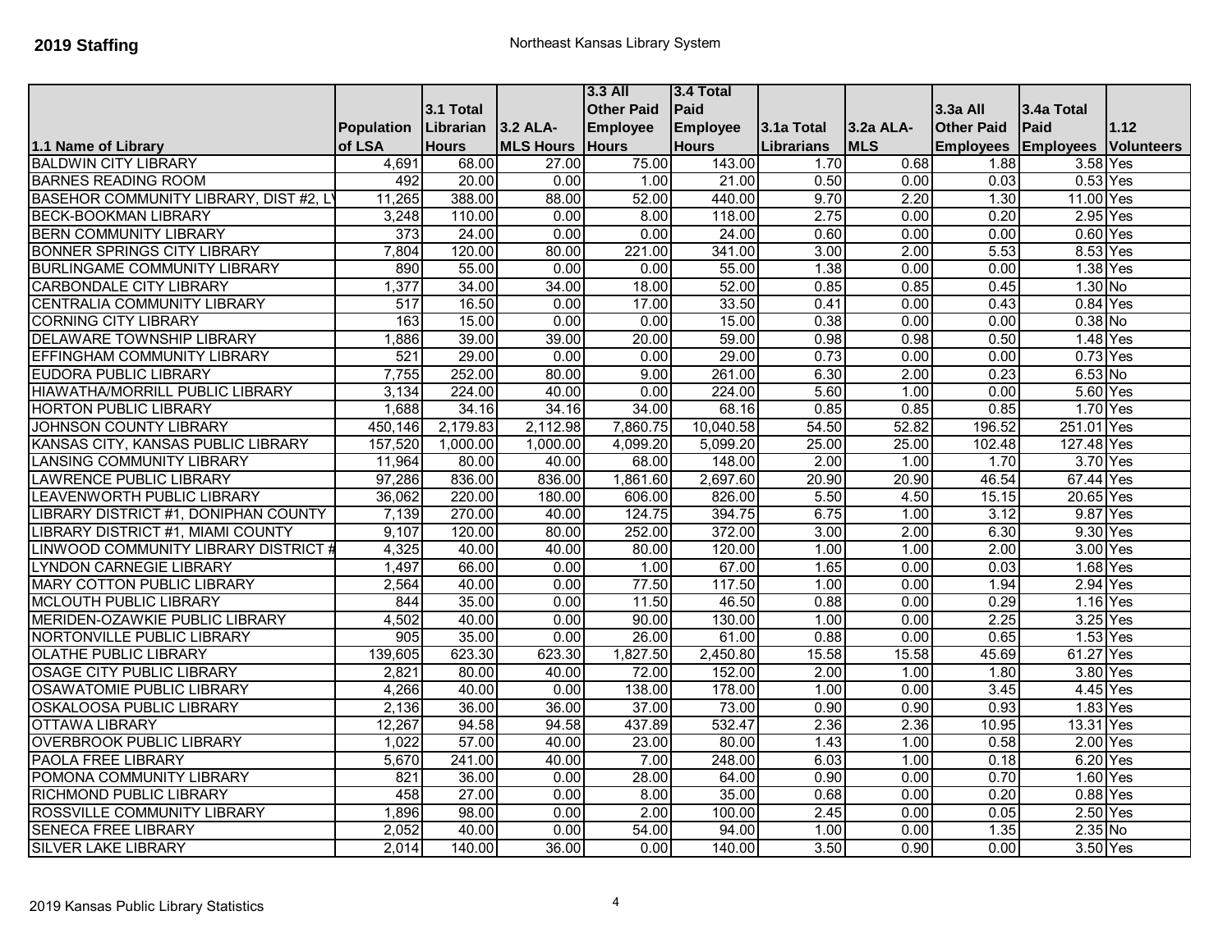# 2019 Staffing

Northeast Kansas Library System

| 1.1 Name of Library | Population of LSA | 3.1 Total Librarian Hours | 3.2 ALA-MLS Hours | 3.3 All Other Paid Employee Hours | 3.4 Total Paid Employee Hours | 3.1a Total Librarians | 3.2a ALA-MLS | 3.3a All Other Paid Employees | 3.4a Total Paid Employees | 1.12 Volunteers |
|---|---|---|---|---|---|---|---|---|---|---|
| BALDWIN CITY LIBRARY | 4,691 | 68.00 | 27.00 | 75.00 | 143.00 | 1.70 | 0.68 | 1.88 | 3.58 | Yes |
| BARNES READING ROOM | 492 | 20.00 | 0.00 | 1.00 | 21.00 | 0.50 | 0.00 | 0.03 | 0.53 | Yes |
| BASEHOR COMMUNITY LIBRARY, DIST #2, LV | 11,265 | 388.00 | 88.00 | 52.00 | 440.00 | 9.70 | 2.20 | 1.30 | 11.00 | Yes |
| BECK-BOOKMAN LIBRARY | 3,248 | 110.00 | 0.00 | 8.00 | 118.00 | 2.75 | 0.00 | 0.20 | 2.95 | Yes |
| BERN COMMUNITY LIBRARY | 373 | 24.00 | 0.00 | 0.00 | 24.00 | 0.60 | 0.00 | 0.00 | 0.60 | Yes |
| BONNER SPRINGS CITY LIBRARY | 7,804 | 120.00 | 80.00 | 221.00 | 341.00 | 3.00 | 2.00 | 5.53 | 8.53 | Yes |
| BURLINGAME COMMUNITY LIBRARY | 890 | 55.00 | 0.00 | 0.00 | 55.00 | 1.38 | 0.00 | 0.00 | 1.38 | Yes |
| CARBONDALE CITY LIBRARY | 1,377 | 34.00 | 34.00 | 18.00 | 52.00 | 0.85 | 0.85 | 0.45 | 1.30 | No |
| CENTRALIA COMMUNITY LIBRARY | 517 | 16.50 | 0.00 | 17.00 | 33.50 | 0.41 | 0.00 | 0.43 | 0.84 | Yes |
| CORNING CITY LIBRARY | 163 | 15.00 | 0.00 | 0.00 | 15.00 | 0.38 | 0.00 | 0.00 | 0.38 | No |
| DELAWARE TOWNSHIP LIBRARY | 1,886 | 39.00 | 39.00 | 20.00 | 59.00 | 0.98 | 0.98 | 0.50 | 1.48 | Yes |
| EFFINGHAM COMMUNITY LIBRARY | 521 | 29.00 | 0.00 | 0.00 | 29.00 | 0.73 | 0.00 | 0.00 | 0.73 | Yes |
| EUDORA PUBLIC LIBRARY | 7,755 | 252.00 | 80.00 | 9.00 | 261.00 | 6.30 | 2.00 | 0.23 | 6.53 | No |
| HIAWATHA/MORRILL PUBLIC LIBRARY | 3,134 | 224.00 | 40.00 | 0.00 | 224.00 | 5.60 | 1.00 | 0.00 | 5.60 | Yes |
| HORTON PUBLIC LIBRARY | 1,688 | 34.16 | 34.16 | 34.00 | 68.16 | 0.85 | 0.85 | 0.85 | 1.70 | Yes |
| JOHNSON COUNTY LIBRARY | 450,146 | 2,179.83 | 2,112.98 | 7,860.75 | 10,040.58 | 54.50 | 52.82 | 196.52 | 251.01 | Yes |
| KANSAS CITY, KANSAS PUBLIC LIBRARY | 157,520 | 1,000.00 | 1,000.00 | 4,099.20 | 5,099.20 | 25.00 | 25.00 | 102.48 | 127.48 | Yes |
| LANSING COMMUNITY LIBRARY | 11,964 | 80.00 | 40.00 | 68.00 | 148.00 | 2.00 | 1.00 | 1.70 | 3.70 | Yes |
| LAWRENCE PUBLIC LIBRARY | 97,286 | 836.00 | 836.00 | 1,861.60 | 2,697.60 | 20.90 | 20.90 | 46.54 | 67.44 | Yes |
| LEAVENWORTH PUBLIC LIBRARY | 36,062 | 220.00 | 180.00 | 606.00 | 826.00 | 5.50 | 4.50 | 15.15 | 20.65 | Yes |
| LIBRARY DISTRICT #1, DONIPHAN COUNTY | 7,139 | 270.00 | 40.00 | 124.75 | 394.75 | 6.75 | 1.00 | 3.12 | 9.87 | Yes |
| LIBRARY DISTRICT #1, MIAMI COUNTY | 9,107 | 120.00 | 80.00 | 252.00 | 372.00 | 3.00 | 2.00 | 6.30 | 9.30 | Yes |
| LINWOOD COMMUNITY LIBRARY DISTRICT # | 4,325 | 40.00 | 40.00 | 80.00 | 120.00 | 1.00 | 1.00 | 2.00 | 3.00 | Yes |
| LYNDON CARNEGIE LIBRARY | 1,497 | 66.00 | 0.00 | 1.00 | 67.00 | 1.65 | 0.00 | 0.03 | 1.68 | Yes |
| MARY COTTON PUBLIC LIBRARY | 2,564 | 40.00 | 0.00 | 77.50 | 117.50 | 1.00 | 0.00 | 1.94 | 2.94 | Yes |
| MCLOUTH PUBLIC LIBRARY | 844 | 35.00 | 0.00 | 11.50 | 46.50 | 0.88 | 0.00 | 0.29 | 1.16 | Yes |
| MERIDEN-OZAWKIE PUBLIC LIBRARY | 4,502 | 40.00 | 0.00 | 90.00 | 130.00 | 1.00 | 0.00 | 2.25 | 3.25 | Yes |
| NORTONVILLE PUBLIC LIBRARY | 905 | 35.00 | 0.00 | 26.00 | 61.00 | 0.88 | 0.00 | 0.65 | 1.53 | Yes |
| OLATHE PUBLIC LIBRARY | 139,605 | 623.30 | 623.30 | 1,827.50 | 2,450.80 | 15.58 | 15.58 | 45.69 | 61.27 | Yes |
| OSAGE CITY PUBLIC LIBRARY | 2,821 | 80.00 | 40.00 | 72.00 | 152.00 | 2.00 | 1.00 | 1.80 | 3.80 | Yes |
| OSAWATOMIE PUBLIC LIBRARY | 4,266 | 40.00 | 0.00 | 138.00 | 178.00 | 1.00 | 0.00 | 3.45 | 4.45 | Yes |
| OSKALOOSA PUBLIC LIBRARY | 2,136 | 36.00 | 36.00 | 37.00 | 73.00 | 0.90 | 0.90 | 0.93 | 1.83 | Yes |
| OTTAWA LIBRARY | 12,267 | 94.58 | 94.58 | 437.89 | 532.47 | 2.36 | 2.36 | 10.95 | 13.31 | Yes |
| OVERBROOK PUBLIC LIBRARY | 1,022 | 57.00 | 40.00 | 23.00 | 80.00 | 1.43 | 1.00 | 0.58 | 2.00 | Yes |
| PAOLA FREE LIBRARY | 5,670 | 241.00 | 40.00 | 7.00 | 248.00 | 6.03 | 1.00 | 0.18 | 6.20 | Yes |
| POMONA COMMUNITY LIBRARY | 821 | 36.00 | 0.00 | 28.00 | 64.00 | 0.90 | 0.00 | 0.70 | 1.60 | Yes |
| RICHMOND PUBLIC LIBRARY | 458 | 27.00 | 0.00 | 8.00 | 35.00 | 0.68 | 0.00 | 0.20 | 0.88 | Yes |
| ROSSVILLE COMMUNITY LIBRARY | 1,896 | 98.00 | 0.00 | 2.00 | 100.00 | 2.45 | 0.00 | 0.05 | 2.50 | Yes |
| SENECA FREE LIBRARY | 2,052 | 40.00 | 0.00 | 54.00 | 94.00 | 1.00 | 0.00 | 1.35 | 2.35 | No |
| SILVER LAKE LIBRARY | 2,014 | 140.00 | 36.00 | 0.00 | 140.00 | 3.50 | 0.90 | 0.00 | 3.50 | Yes |

2019 Kansas Public Library Statistics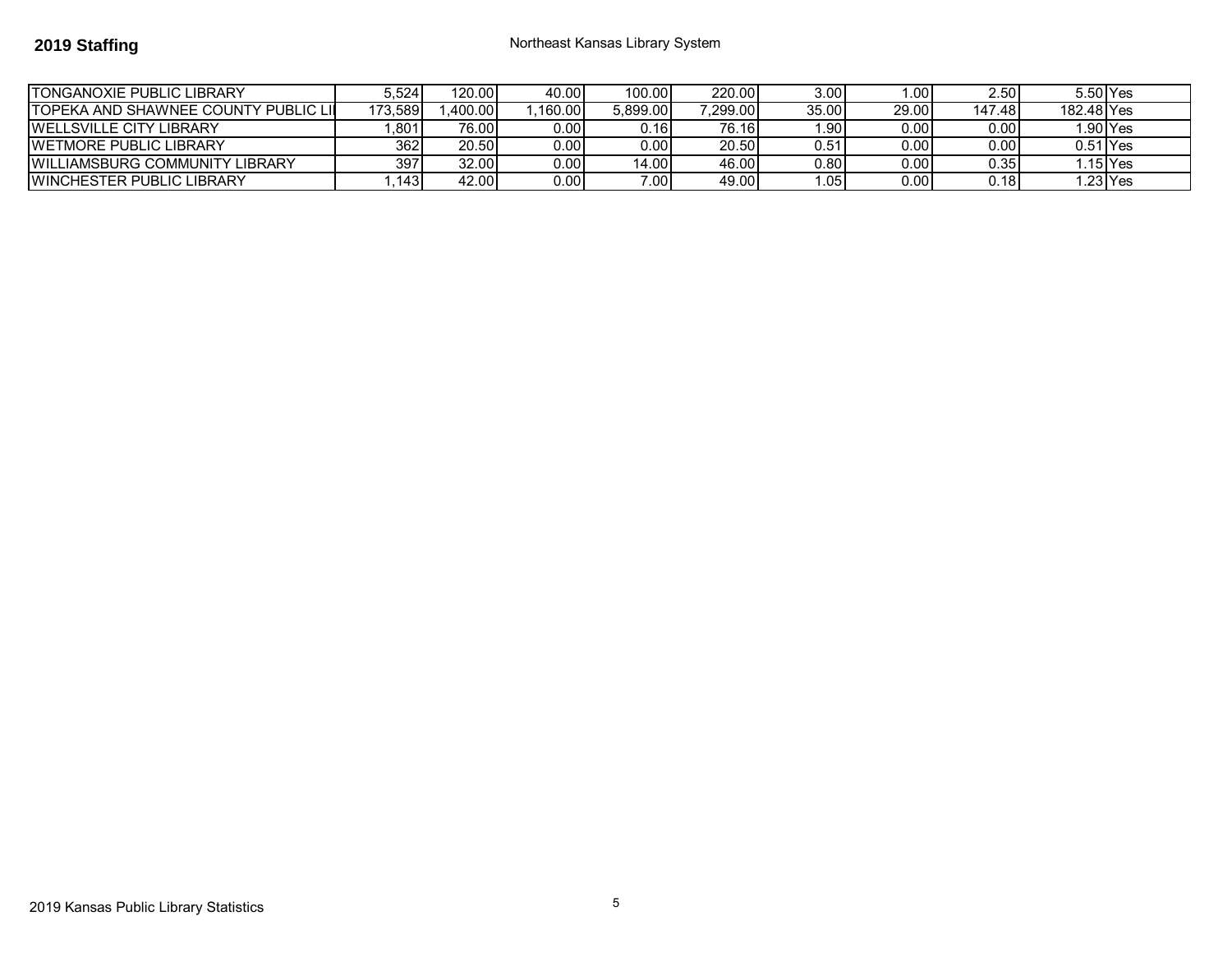## 2019 Staffing

Northeast Kansas Library System

| | | | | | | | | | | |
|---|---|---|---|---|---|---|---|---|---|---|
| TONGANOXIE PUBLIC LIBRARY | 5,524 | 120.00 | 40.00 | 100.00 | 220.00 | 3.00 | 1.00 | 2.50 | 5.50 | Yes |
| TOPEKA AND SHAWNEE COUNTY PUBLIC LI | 173,589 | 1,400.00 | 1,160.00 | 5,899.00 | 7,299.00 | 35.00 | 29.00 | 147.48 | 182.48 | Yes |
| WELLSVILLE CITY LIBRARY | 1,801 | 76.00 | 0.00 | 0.16 | 76.16 | 1.90 | 0.00 | 0.00 | 1.90 | Yes |
| WETMORE PUBLIC LIBRARY | 362 | 20.50 | 0.00 | 0.00 | 20.50 | 0.51 | 0.00 | 0.00 | 0.51 | Yes |
| WILLIAMSBURG COMMUNITY LIBRARY | 397 | 32.00 | 0.00 | 14.00 | 46.00 | 0.80 | 0.00 | 0.35 | 1.15 | Yes |
| WINCHESTER PUBLIC LIBRARY | 1,143 | 42.00 | 0.00 | 7.00 | 49.00 | 1.05 | 0.00 | 0.18 | 1.23 | Yes |

2019 Kansas Public Library Statistics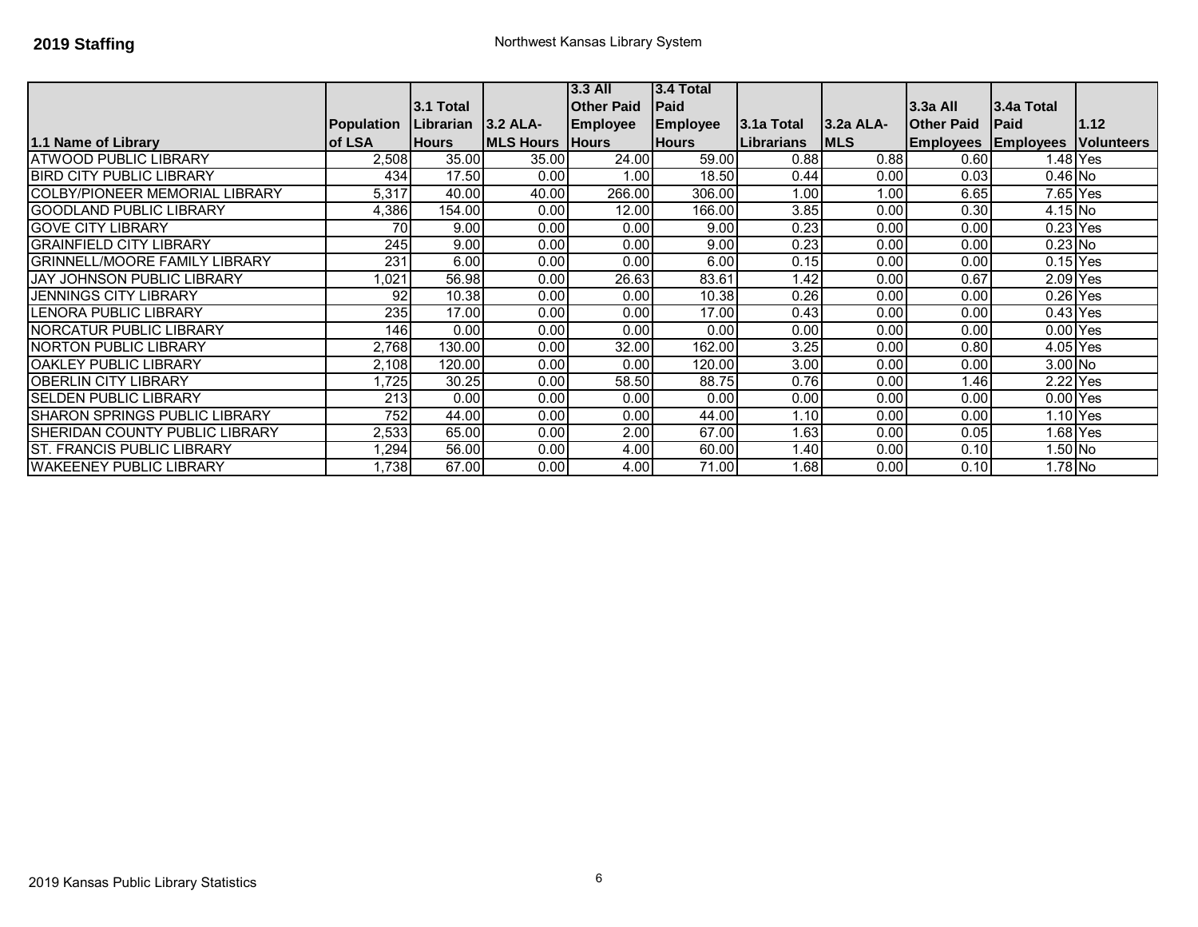**2019 Staffing**

Northwest Kansas Library System

| 1.1 Name of Library | Population of LSA | 3.1 Total Librarian Hours | 3.2 ALA-MLS Hours | 3.3 All Other Paid Employee Hours | 3.4 Total Paid Employee Hours | 3.1a Total Librarians | 3.2a ALA-MLS | 3.3a All Other Paid Employees | 3.4a Total Paid Employees | 1.12 Volunteers |
|---|---|---|---|---|---|---|---|---|---|---|
| ATWOOD PUBLIC LIBRARY | 2,508 | 35.00 | 35.00 | 24.00 | 59.00 | 0.88 | 0.88 | 0.60 | 1.48 | Yes |
| BIRD CITY PUBLIC LIBRARY | 434 | 17.50 | 0.00 | 1.00 | 18.50 | 0.44 | 0.00 | 0.03 | 0.46 | No |
| COLBY/PIONEER MEMORIAL LIBRARY | 5,317 | 40.00 | 40.00 | 266.00 | 306.00 | 1.00 | 1.00 | 6.65 | 7.65 | Yes |
| GOODLAND PUBLIC LIBRARY | 4,386 | 154.00 | 0.00 | 12.00 | 166.00 | 3.85 | 0.00 | 0.30 | 4.15 | No |
| GOVE CITY LIBRARY | 70 | 9.00 | 0.00 | 0.00 | 9.00 | 0.23 | 0.00 | 0.00 | 0.23 | Yes |
| GRAINFIELD CITY LIBRARY | 245 | 9.00 | 0.00 | 0.00 | 9.00 | 0.23 | 0.00 | 0.00 | 0.23 | No |
| GRINNELL/MOORE FAMILY LIBRARY | 231 | 6.00 | 0.00 | 0.00 | 6.00 | 0.15 | 0.00 | 0.00 | 0.15 | Yes |
| JAY JOHNSON PUBLIC LIBRARY | 1,021 | 56.98 | 0.00 | 26.63 | 83.61 | 1.42 | 0.00 | 0.67 | 2.09 | Yes |
| JENNINGS CITY LIBRARY | 92 | 10.38 | 0.00 | 0.00 | 10.38 | 0.26 | 0.00 | 0.00 | 0.26 | Yes |
| LENORA PUBLIC LIBRARY | 235 | 17.00 | 0.00 | 0.00 | 17.00 | 0.43 | 0.00 | 0.00 | 0.43 | Yes |
| NORCATUR PUBLIC LIBRARY | 146 | 0.00 | 0.00 | 0.00 | 0.00 | 0.00 | 0.00 | 0.00 | 0.00 | Yes |
| NORTON PUBLIC LIBRARY | 2,768 | 130.00 | 0.00 | 32.00 | 162.00 | 3.25 | 0.00 | 0.80 | 4.05 | Yes |
| OAKLEY PUBLIC LIBRARY | 2,108 | 120.00 | 0.00 | 0.00 | 120.00 | 3.00 | 0.00 | 0.00 | 3.00 | No |
| OBERLIN CITY LIBRARY | 1,725 | 30.25 | 0.00 | 58.50 | 88.75 | 0.76 | 0.00 | 1.46 | 2.22 | Yes |
| SELDEN PUBLIC LIBRARY | 213 | 0.00 | 0.00 | 0.00 | 0.00 | 0.00 | 0.00 | 0.00 | 0.00 | Yes |
| SHARON SPRINGS PUBLIC LIBRARY | 752 | 44.00 | 0.00 | 0.00 | 44.00 | 1.10 | 0.00 | 0.00 | 1.10 | Yes |
| SHERIDAN COUNTY PUBLIC LIBRARY | 2,533 | 65.00 | 0.00 | 2.00 | 67.00 | 1.63 | 0.00 | 0.05 | 1.68 | Yes |
| ST. FRANCIS PUBLIC LIBRARY | 1,294 | 56.00 | 0.00 | 4.00 | 60.00 | 1.40 | 0.00 | 0.10 | 1.50 | No |
| WAKEENEY PUBLIC LIBRARY | 1,738 | 67.00 | 0.00 | 4.00 | 71.00 | 1.68 | 0.00 | 0.10 | 1.78 | No |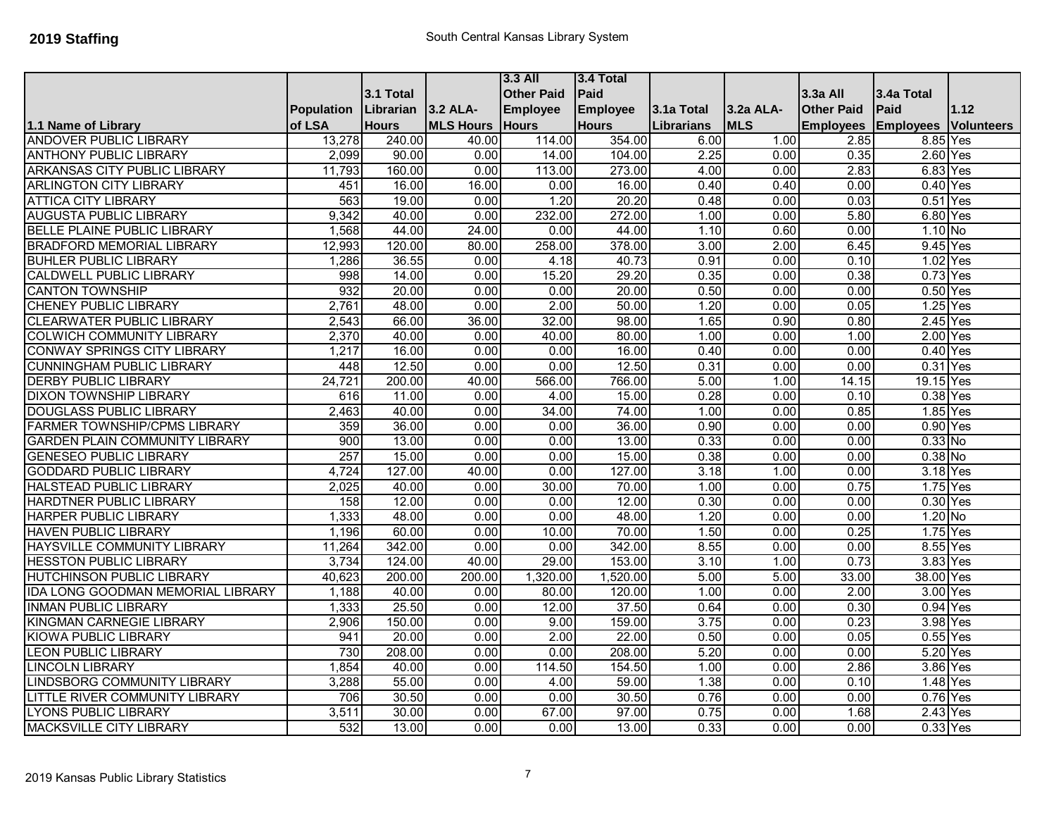**2019 Staffing**

South Central Kansas Library System

| 1.1 Name of Library | Population of LSA | 3.1 Total Librarian Hours | 3.2 ALA-MLS Hours | 3.3 All Other Paid Employee Hours | 3.4 Total Paid Employee Hours | 3.1a Total Librarians | 3.2a ALA-MLS | 3.3a All Other Paid Employees | 3.4a Total Paid Employees | 1.12 Volunteers |
|---|---|---|---|---|---|---|---|---|---|---|
| ANDOVER PUBLIC LIBRARY | 13,278 | 240.00 | 40.00 | 114.00 | 354.00 | 6.00 | 1.00 | 2.85 | 8.85 | Yes |
| ANTHONY PUBLIC LIBRARY | 2,099 | 90.00 | 0.00 | 14.00 | 104.00 | 2.25 | 0.00 | 0.35 | 2.60 | Yes |
| ARKANSAS CITY PUBLIC LIBRARY | 11,793 | 160.00 | 0.00 | 113.00 | 273.00 | 4.00 | 0.00 | 2.83 | 6.83 | Yes |
| ARLINGTON CITY LIBRARY | 451 | 16.00 | 16.00 | 0.00 | 16.00 | 0.40 | 0.40 | 0.00 | 0.40 | Yes |
| ATTICA CITY LIBRARY | 563 | 19.00 | 0.00 | 1.20 | 20.20 | 0.48 | 0.00 | 0.03 | 0.51 | Yes |
| AUGUSTA PUBLIC LIBRARY | 9,342 | 40.00 | 0.00 | 232.00 | 272.00 | 1.00 | 0.00 | 5.80 | 6.80 | Yes |
| BELLE PLAINE PUBLIC LIBRARY | 1,568 | 44.00 | 24.00 | 0.00 | 44.00 | 1.10 | 0.60 | 0.00 | 1.10 | No |
| BRADFORD MEMORIAL LIBRARY | 12,993 | 120.00 | 80.00 | 258.00 | 378.00 | 3.00 | 2.00 | 6.45 | 9.45 | Yes |
| BUHLER PUBLIC LIBRARY | 1,286 | 36.55 | 0.00 | 4.18 | 40.73 | 0.91 | 0.00 | 0.10 | 1.02 | Yes |
| CALDWELL PUBLIC LIBRARY | 998 | 14.00 | 0.00 | 15.20 | 29.20 | 0.35 | 0.00 | 0.38 | 0.73 | Yes |
| CANTON TOWNSHIP | 932 | 20.00 | 0.00 | 0.00 | 20.00 | 0.50 | 0.00 | 0.00 | 0.50 | Yes |
| CHENEY PUBLIC LIBRARY | 2,761 | 48.00 | 0.00 | 2.00 | 50.00 | 1.20 | 0.00 | 0.05 | 1.25 | Yes |
| CLEARWATER PUBLIC LIBRARY | 2,543 | 66.00 | 36.00 | 32.00 | 98.00 | 1.65 | 0.90 | 0.80 | 2.45 | Yes |
| COLWICH COMMUNITY LIBRARY | 2,370 | 40.00 | 0.00 | 40.00 | 80.00 | 1.00 | 0.00 | 1.00 | 2.00 | Yes |
| CONWAY SPRINGS CITY LIBRARY | 1,217 | 16.00 | 0.00 | 0.00 | 16.00 | 0.40 | 0.00 | 0.00 | 0.40 | Yes |
| CUNNINGHAM PUBLIC LIBRARY | 448 | 12.50 | 0.00 | 0.00 | 12.50 | 0.31 | 0.00 | 0.00 | 0.31 | Yes |
| DERBY PUBLIC LIBRARY | 24,721 | 200.00 | 40.00 | 566.00 | 766.00 | 5.00 | 1.00 | 14.15 | 19.15 | Yes |
| DIXON TOWNSHIP LIBRARY | 616 | 11.00 | 0.00 | 4.00 | 15.00 | 0.28 | 0.00 | 0.10 | 0.38 | Yes |
| DOUGLASS PUBLIC LIBRARY | 2,463 | 40.00 | 0.00 | 34.00 | 74.00 | 1.00 | 0.00 | 0.85 | 1.85 | Yes |
| FARMER TOWNSHIP/CPMS LIBRARY | 359 | 36.00 | 0.00 | 0.00 | 36.00 | 0.90 | 0.00 | 0.00 | 0.90 | Yes |
| GARDEN PLAIN COMMUNITY LIBRARY | 900 | 13.00 | 0.00 | 0.00 | 13.00 | 0.33 | 0.00 | 0.00 | 0.33 | No |
| GENESEO PUBLIC LIBRARY | 257 | 15.00 | 0.00 | 0.00 | 15.00 | 0.38 | 0.00 | 0.00 | 0.38 | No |
| GODDARD PUBLIC LIBRARY | 4,724 | 127.00 | 40.00 | 0.00 | 127.00 | 3.18 | 1.00 | 0.00 | 3.18 | Yes |
| HALSTEAD PUBLIC LIBRARY | 2,025 | 40.00 | 0.00 | 30.00 | 70.00 | 1.00 | 0.00 | 0.75 | 1.75 | Yes |
| HARDTNER PUBLIC LIBRARY | 158 | 12.00 | 0.00 | 0.00 | 12.00 | 0.30 | 0.00 | 0.00 | 0.30 | Yes |
| HARPER PUBLIC LIBRARY | 1,333 | 48.00 | 0.00 | 0.00 | 48.00 | 1.20 | 0.00 | 0.00 | 1.20 | No |
| HAVEN PUBLIC LIBRARY | 1,196 | 60.00 | 0.00 | 10.00 | 70.00 | 1.50 | 0.00 | 0.25 | 1.75 | Yes |
| HAYSVILLE COMMUNITY LIBRARY | 11,264 | 342.00 | 0.00 | 0.00 | 342.00 | 8.55 | 0.00 | 0.00 | 8.55 | Yes |
| HESSTON PUBLIC LIBRARY | 3,734 | 124.00 | 40.00 | 29.00 | 153.00 | 3.10 | 1.00 | 0.73 | 3.83 | Yes |
| HUTCHINSON PUBLIC LIBRARY | 40,623 | 200.00 | 200.00 | 1,320.00 | 1,520.00 | 5.00 | 5.00 | 33.00 | 38.00 | Yes |
| IDA LONG GOODMAN MEMORIAL LIBRARY | 1,188 | 40.00 | 0.00 | 80.00 | 120.00 | 1.00 | 0.00 | 2.00 | 3.00 | Yes |
| INMAN PUBLIC LIBRARY | 1,333 | 25.50 | 0.00 | 12.00 | 37.50 | 0.64 | 0.00 | 0.30 | 0.94 | Yes |
| KINGMAN CARNEGIE LIBRARY | 2,906 | 150.00 | 0.00 | 9.00 | 159.00 | 3.75 | 0.00 | 0.23 | 3.98 | Yes |
| KIOWA PUBLIC LIBRARY | 941 | 20.00 | 0.00 | 2.00 | 22.00 | 0.50 | 0.00 | 0.05 | 0.55 | Yes |
| LEON PUBLIC LIBRARY | 730 | 208.00 | 0.00 | 0.00 | 208.00 | 5.20 | 0.00 | 0.00 | 5.20 | Yes |
| LINCOLN LIBRARY | 1,854 | 40.00 | 0.00 | 114.50 | 154.50 | 1.00 | 0.00 | 2.86 | 3.86 | Yes |
| LINDSBORG COMMUNITY LIBRARY | 3,288 | 55.00 | 0.00 | 4.00 | 59.00 | 1.38 | 0.00 | 0.10 | 1.48 | Yes |
| LITTLE RIVER COMMUNITY LIBRARY | 706 | 30.50 | 0.00 | 0.00 | 30.50 | 0.76 | 0.00 | 0.00 | 0.76 | Yes |
| LYONS PUBLIC LIBRARY | 3,511 | 30.00 | 0.00 | 67.00 | 97.00 | 0.75 | 0.00 | 1.68 | 2.43 | Yes |
| MACKSVILLE CITY LIBRARY | 532 | 13.00 | 0.00 | 0.00 | 13.00 | 0.33 | 0.00 | 0.00 | 0.33 | Yes |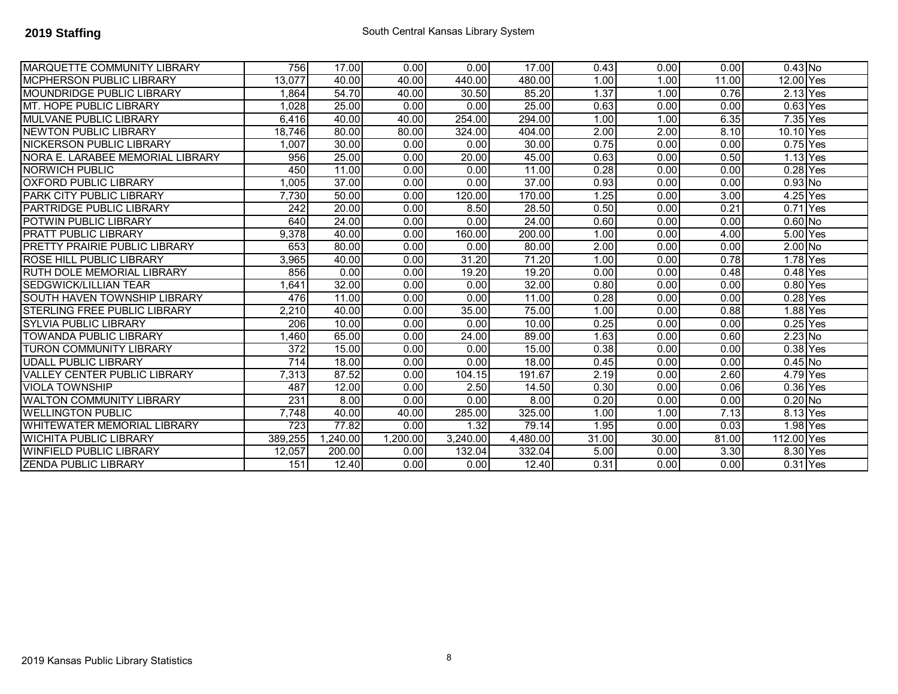**2019 Staffing**

South Central Kansas Library System

| | | | | | | | | | | |
|---|---|---|---|---|---|---|---|---|---|---|
| MARQUETTE COMMUNITY LIBRARY | 756 | 17.00 | 0.00 | 0.00 | 17.00 | 0.43 | 0.00 | 0.00 | 0.43 | No |
| MCPHERSON PUBLIC LIBRARY | 13,077 | 40.00 | 40.00 | 440.00 | 480.00 | 1.00 | 1.00 | 11.00 | 12.00 | Yes |
| MOUNDRIDGE PUBLIC LIBRARY | 1,864 | 54.70 | 40.00 | 30.50 | 85.20 | 1.37 | 1.00 | 0.76 | 2.13 | Yes |
| MT. HOPE PUBLIC LIBRARY | 1,028 | 25.00 | 0.00 | 0.00 | 25.00 | 0.63 | 0.00 | 0.00 | 0.63 | Yes |
| MULVANE PUBLIC LIBRARY | 6,416 | 40.00 | 40.00 | 254.00 | 294.00 | 1.00 | 1.00 | 6.35 | 7.35 | Yes |
| NEWTON PUBLIC LIBRARY | 18,746 | 80.00 | 80.00 | 324.00 | 404.00 | 2.00 | 2.00 | 8.10 | 10.10 | Yes |
| NICKERSON PUBLIC LIBRARY | 1,007 | 30.00 | 0.00 | 0.00 | 30.00 | 0.75 | 0.00 | 0.00 | 0.75 | Yes |
| NORA E. LARABEE MEMORIAL LIBRARY | 956 | 25.00 | 0.00 | 20.00 | 45.00 | 0.63 | 0.00 | 0.50 | 1.13 | Yes |
| NORWICH PUBLIC | 450 | 11.00 | 0.00 | 0.00 | 11.00 | 0.28 | 0.00 | 0.00 | 0.28 | Yes |
| OXFORD PUBLIC LIBRARY | 1,005 | 37.00 | 0.00 | 0.00 | 37.00 | 0.93 | 0.00 | 0.00 | 0.93 | No |
| PARK CITY PUBLIC LIBRARY | 7,730 | 50.00 | 0.00 | 120.00 | 170.00 | 1.25 | 0.00 | 3.00 | 4.25 | Yes |
| PARTRIDGE PUBLIC LIBRARY | 242 | 20.00 | 0.00 | 8.50 | 28.50 | 0.50 | 0.00 | 0.21 | 0.71 | Yes |
| POTWIN PUBLIC LIBRARY | 640 | 24.00 | 0.00 | 0.00 | 24.00 | 0.60 | 0.00 | 0.00 | 0.60 | No |
| PRATT PUBLIC LIBRARY | 9,378 | 40.00 | 0.00 | 160.00 | 200.00 | 1.00 | 0.00 | 4.00 | 5.00 | Yes |
| PRETTY PRAIRIE PUBLIC LIBRARY | 653 | 80.00 | 0.00 | 0.00 | 80.00 | 2.00 | 0.00 | 0.00 | 2.00 | No |
| ROSE HILL PUBLIC LIBRARY | 3,965 | 40.00 | 0.00 | 31.20 | 71.20 | 1.00 | 0.00 | 0.78 | 1.78 | Yes |
| RUTH DOLE MEMORIAL LIBRARY | 856 | 0.00 | 0.00 | 19.20 | 19.20 | 0.00 | 0.00 | 0.48 | 0.48 | Yes |
| SEDGWICK/LILLIAN TEAR | 1,641 | 32.00 | 0.00 | 0.00 | 32.00 | 0.80 | 0.00 | 0.00 | 0.80 | Yes |
| SOUTH HAVEN TOWNSHIP LIBRARY | 476 | 11.00 | 0.00 | 0.00 | 11.00 | 0.28 | 0.00 | 0.00 | 0.28 | Yes |
| STERLING FREE PUBLIC LIBRARY | 2,210 | 40.00 | 0.00 | 35.00 | 75.00 | 1.00 | 0.00 | 0.88 | 1.88 | Yes |
| SYLVIA PUBLIC LIBRARY | 206 | 10.00 | 0.00 | 0.00 | 10.00 | 0.25 | 0.00 | 0.00 | 0.25 | Yes |
| TOWANDA PUBLIC LIBRARY | 1,460 | 65.00 | 0.00 | 24.00 | 89.00 | 1.63 | 0.00 | 0.60 | 2.23 | No |
| TURON COMMUNITY LIBRARY | 372 | 15.00 | 0.00 | 0.00 | 15.00 | 0.38 | 0.00 | 0.00 | 0.38 | Yes |
| UDALL PUBLIC LIBRARY | 714 | 18.00 | 0.00 | 0.00 | 18.00 | 0.45 | 0.00 | 0.00 | 0.45 | No |
| VALLEY CENTER PUBLIC LIBRARY | 7,313 | 87.52 | 0.00 | 104.15 | 191.67 | 2.19 | 0.00 | 2.60 | 4.79 | Yes |
| VIOLA TOWNSHIP | 487 | 12.00 | 0.00 | 2.50 | 14.50 | 0.30 | 0.00 | 0.06 | 0.36 | Yes |
| WALTON COMMUNITY LIBRARY | 231 | 8.00 | 0.00 | 0.00 | 8.00 | 0.20 | 0.00 | 0.00 | 0.20 | No |
| WELLINGTON PUBLIC | 7,748 | 40.00 | 40.00 | 285.00 | 325.00 | 1.00 | 1.00 | 7.13 | 8.13 | Yes |
| WHITEWATER MEMORIAL LIBRARY | 723 | 77.82 | 0.00 | 1.32 | 79.14 | 1.95 | 0.00 | 0.03 | 1.98 | Yes |
| WICHITA PUBLIC LIBRARY | 389,255 | 1,240.00 | 1,200.00 | 3,240.00 | 4,480.00 | 31.00 | 30.00 | 81.00 | 112.00 | Yes |
| WINFIELD PUBLIC LIBRARY | 12,057 | 200.00 | 0.00 | 132.04 | 332.04 | 5.00 | 0.00 | 3.30 | 8.30 | Yes |
| ZENDA PUBLIC LIBRARY | 151 | 12.40 | 0.00 | 0.00 | 12.40 | 0.31 | 0.00 | 0.00 | 0.31 | Yes |

2019 Kansas Public Library Statistics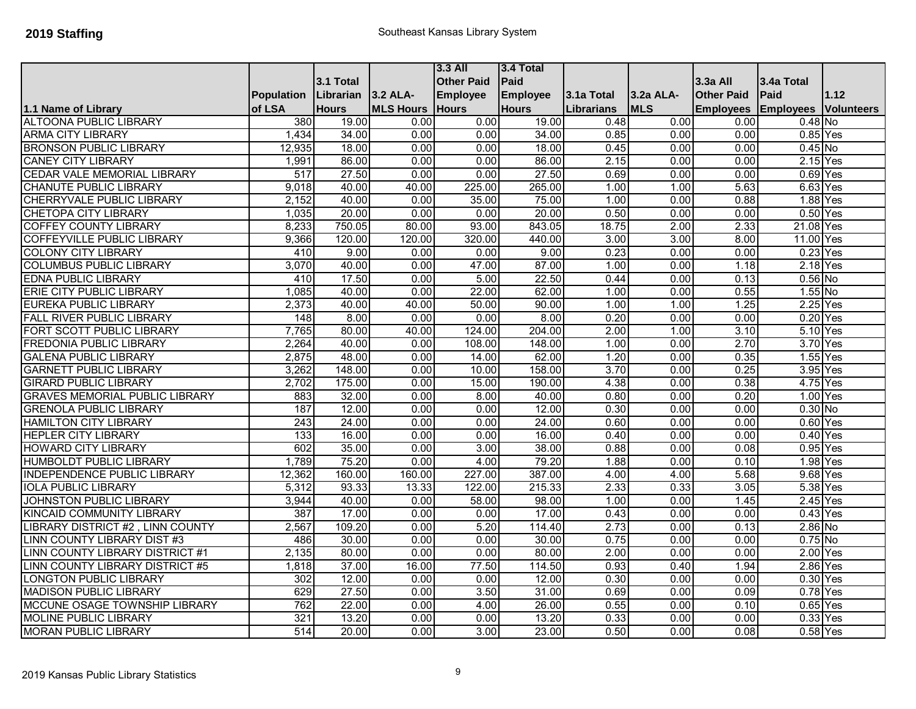**2019 Staffing**

Southeast Kansas Library System

| 1.1 Name of Library | Population of LSA | 3.1 Total Librarian Hours | 3.2 ALA-MLS Hours | 3.3 All Other Paid Employee Hours | 3.4 Total Paid Employee Hours | 3.1a Total Librarians | 3.2a ALA-MLS | 3.3a All Other Paid Employees | 3.4a Total Paid Employees | 1.12 Volunteers |
|---|---|---|---|---|---|---|---|---|---|---|
| ALTOONA PUBLIC LIBRARY | 380 | 19.00 | 0.00 | 0.00 | 19.00 | 0.48 | 0.00 | 0.00 | 0.48 | No |
| ARMA CITY LIBRARY | 1,434 | 34.00 | 0.00 | 0.00 | 34.00 | 0.85 | 0.00 | 0.00 | 0.85 | Yes |
| BRONSON PUBLIC LIBRARY | 12,935 | 18.00 | 0.00 | 0.00 | 18.00 | 0.45 | 0.00 | 0.00 | 0.45 | No |
| CANEY CITY LIBRARY | 1,991 | 86.00 | 0.00 | 0.00 | 86.00 | 2.15 | 0.00 | 0.00 | 2.15 | Yes |
| CEDAR VALE MEMORIAL LIBRARY | 517 | 27.50 | 0.00 | 0.00 | 27.50 | 0.69 | 0.00 | 0.00 | 0.69 | Yes |
| CHANUTE PUBLIC LIBRARY | 9,018 | 40.00 | 40.00 | 225.00 | 265.00 | 1.00 | 1.00 | 5.63 | 6.63 | Yes |
| CHERRYVALE PUBLIC LIBRARY | 2,152 | 40.00 | 0.00 | 35.00 | 75.00 | 1.00 | 0.00 | 0.88 | 1.88 | Yes |
| CHETOPA CITY LIBRARY | 1,035 | 20.00 | 0.00 | 0.00 | 20.00 | 0.50 | 0.00 | 0.00 | 0.50 | Yes |
| COFFEY COUNTY LIBRARY | 8,233 | 750.05 | 80.00 | 93.00 | 843.05 | 18.75 | 2.00 | 2.33 | 21.08 | Yes |
| COFFEYVILLE PUBLIC LIBRARY | 9,366 | 120.00 | 120.00 | 320.00 | 440.00 | 3.00 | 3.00 | 8.00 | 11.00 | Yes |
| COLONY CITY LIBRARY | 410 | 9.00 | 0.00 | 0.00 | 9.00 | 0.23 | 0.00 | 0.00 | 0.23 | Yes |
| COLUMBUS PUBLIC LIBRARY | 3,070 | 40.00 | 0.00 | 47.00 | 87.00 | 1.00 | 0.00 | 1.18 | 2.18 | Yes |
| EDNA PUBLIC LIBRARY | 410 | 17.50 | 0.00 | 5.00 | 22.50 | 0.44 | 0.00 | 0.13 | 0.56 | No |
| ERIE CITY PUBLIC LIBRARY | 1,085 | 40.00 | 0.00 | 22.00 | 62.00 | 1.00 | 0.00 | 0.55 | 1.55 | No |
| EUREKA PUBLIC LIBRARY | 2,373 | 40.00 | 40.00 | 50.00 | 90.00 | 1.00 | 1.00 | 1.25 | 2.25 | Yes |
| FALL RIVER PUBLIC LIBRARY | 148 | 8.00 | 0.00 | 0.00 | 8.00 | 0.20 | 0.00 | 0.00 | 0.20 | Yes |
| FORT SCOTT PUBLIC LIBRARY | 7,765 | 80.00 | 40.00 | 124.00 | 204.00 | 2.00 | 1.00 | 3.10 | 5.10 | Yes |
| FREDONIA PUBLIC LIBRARY | 2,264 | 40.00 | 0.00 | 108.00 | 148.00 | 1.00 | 0.00 | 2.70 | 3.70 | Yes |
| GALENA PUBLIC LIBRARY | 2,875 | 48.00 | 0.00 | 14.00 | 62.00 | 1.20 | 0.00 | 0.35 | 1.55 | Yes |
| GARNETT PUBLIC LIBRARY | 3,262 | 148.00 | 0.00 | 10.00 | 158.00 | 3.70 | 0.00 | 0.25 | 3.95 | Yes |
| GIRARD PUBLIC LIBRARY | 2,702 | 175.00 | 0.00 | 15.00 | 190.00 | 4.38 | 0.00 | 0.38 | 4.75 | Yes |
| GRAVES MEMORIAL PUBLIC LIBRARY | 883 | 32.00 | 0.00 | 8.00 | 40.00 | 0.80 | 0.00 | 0.20 | 1.00 | Yes |
| GRENOLA PUBLIC LIBRARY | 187 | 12.00 | 0.00 | 0.00 | 12.00 | 0.30 | 0.00 | 0.00 | 0.30 | No |
| HAMILTON CITY LIBRARY | 243 | 24.00 | 0.00 | 0.00 | 24.00 | 0.60 | 0.00 | 0.00 | 0.60 | Yes |
| HEPLER CITY LIBRARY | 133 | 16.00 | 0.00 | 0.00 | 16.00 | 0.40 | 0.00 | 0.00 | 0.40 | Yes |
| HOWARD CITY LIBRARY | 602 | 35.00 | 0.00 | 3.00 | 38.00 | 0.88 | 0.00 | 0.08 | 0.95 | Yes |
| HUMBOLDT PUBLIC LIBRARY | 1,789 | 75.20 | 0.00 | 4.00 | 79.20 | 1.88 | 0.00 | 0.10 | 1.98 | Yes |
| INDEPENDENCE PUBLIC LIBRARY | 12,362 | 160.00 | 160.00 | 227.00 | 387.00 | 4.00 | 4.00 | 5.68 | 9.68 | Yes |
| IOLA PUBLIC LIBRARY | 5,312 | 93.33 | 13.33 | 122.00 | 215.33 | 2.33 | 0.33 | 3.05 | 5.38 | Yes |
| JOHNSTON PUBLIC LIBRARY | 3,944 | 40.00 | 0.00 | 58.00 | 98.00 | 1.00 | 0.00 | 1.45 | 2.45 | Yes |
| KINCAID COMMUNITY LIBRARY | 387 | 17.00 | 0.00 | 0.00 | 17.00 | 0.43 | 0.00 | 0.00 | 0.43 | Yes |
| LIBRARY DISTRICT #2 , LINN COUNTY | 2,567 | 109.20 | 0.00 | 5.20 | 114.40 | 2.73 | 0.00 | 0.13 | 2.86 | No |
| LINN COUNTY LIBRARY DIST #3 | 486 | 30.00 | 0.00 | 0.00 | 30.00 | 0.75 | 0.00 | 0.00 | 0.75 | No |
| LINN COUNTY LIBRARY DISTRICT #1 | 2,135 | 80.00 | 0.00 | 0.00 | 80.00 | 2.00 | 0.00 | 0.00 | 2.00 | Yes |
| LINN COUNTY LIBRARY DISTRICT #5 | 1,818 | 37.00 | 16.00 | 77.50 | 114.50 | 0.93 | 0.40 | 1.94 | 2.86 | Yes |
| LONGTON PUBLIC LIBRARY | 302 | 12.00 | 0.00 | 0.00 | 12.00 | 0.30 | 0.00 | 0.00 | 0.30 | Yes |
| MADISON PUBLIC LIBRARY | 629 | 27.50 | 0.00 | 3.50 | 31.00 | 0.69 | 0.00 | 0.09 | 0.78 | Yes |
| MCCUNE OSAGE TOWNSHIP LIBRARY | 762 | 22.00 | 0.00 | 4.00 | 26.00 | 0.55 | 0.00 | 0.10 | 0.65 | Yes |
| MOLINE PUBLIC LIBRARY | 321 | 13.20 | 0.00 | 0.00 | 13.20 | 0.33 | 0.00 | 0.00 | 0.33 | Yes |
| MORAN PUBLIC LIBRARY | 514 | 20.00 | 0.00 | 3.00 | 23.00 | 0.50 | 0.00 | 0.08 | 0.58 | Yes |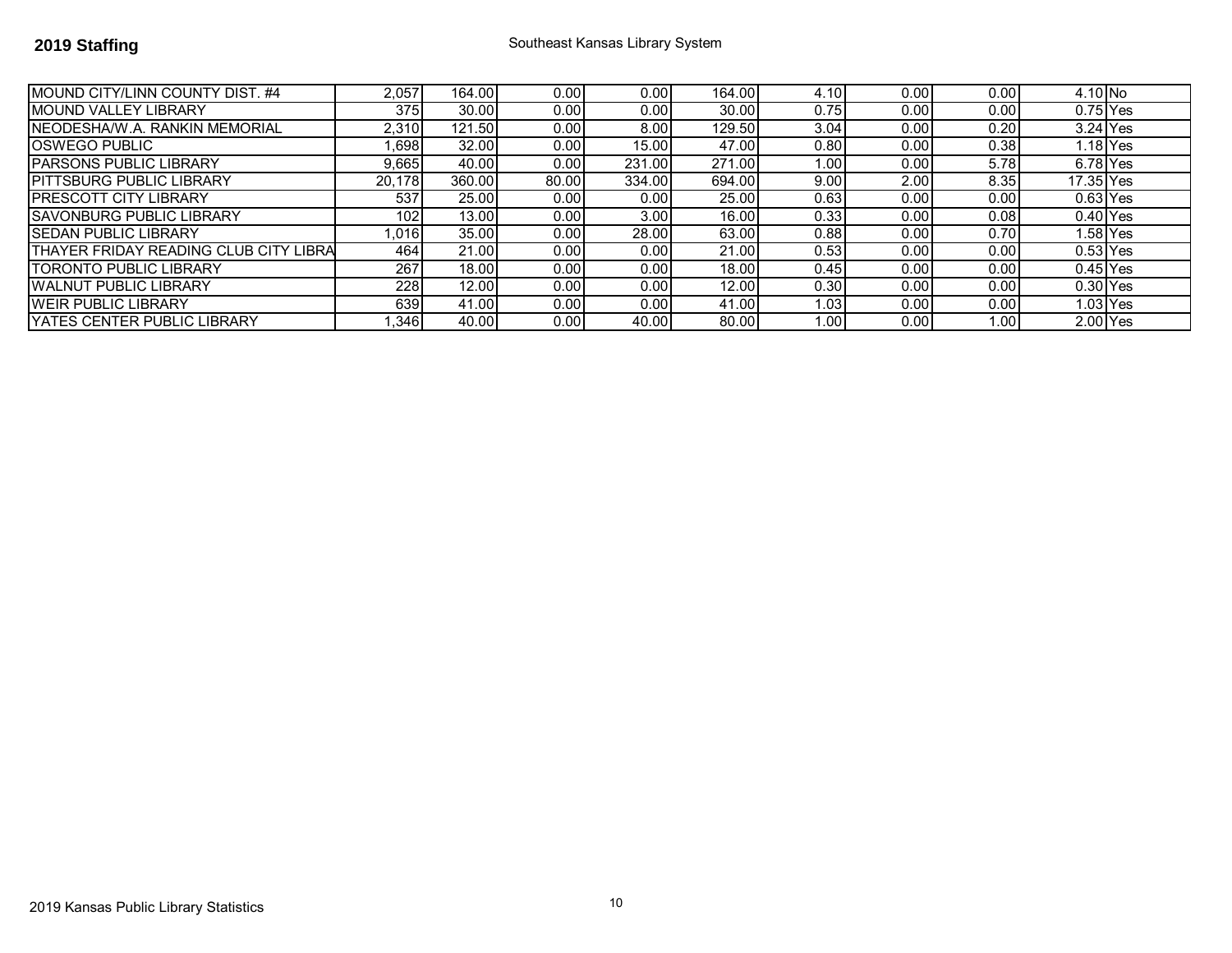## 2019 Staffing

Southeast Kansas Library System

| | | | | | | | | | | |
|---|---|---|---|---|---|---|---|---|---|---|
| MOUND CITY/LINN COUNTY DIST. #4 | 2,057 | 164.00 | 0.00 | 0.00 | 164.00 | 4.10 | 0.00 | 0.00 | 4.10 | No |
| MOUND VALLEY LIBRARY | 375 | 30.00 | 0.00 | 0.00 | 30.00 | 0.75 | 0.00 | 0.00 | 0.75 | Yes |
| NEODESHA/W.A. RANKIN MEMORIAL | 2,310 | 121.50 | 0.00 | 8.00 | 129.50 | 3.04 | 0.00 | 0.20 | 3.24 | Yes |
| OSWEGO PUBLIC | 1,698 | 32.00 | 0.00 | 15.00 | 47.00 | 0.80 | 0.00 | 0.38 | 1.18 | Yes |
| PARSONS PUBLIC LIBRARY | 9,665 | 40.00 | 0.00 | 231.00 | 271.00 | 1.00 | 0.00 | 5.78 | 6.78 | Yes |
| PITTSBURG PUBLIC LIBRARY | 20,178 | 360.00 | 80.00 | 334.00 | 694.00 | 9.00 | 2.00 | 8.35 | 17.35 | Yes |
| PRESCOTT CITY LIBRARY | 537 | 25.00 | 0.00 | 0.00 | 25.00 | 0.63 | 0.00 | 0.00 | 0.63 | Yes |
| SAVONBURG PUBLIC LIBRARY | 102 | 13.00 | 0.00 | 3.00 | 16.00 | 0.33 | 0.00 | 0.08 | 0.40 | Yes |
| SEDAN PUBLIC LIBRARY | 1,016 | 35.00 | 0.00 | 28.00 | 63.00 | 0.88 | 0.00 | 0.70 | 1.58 | Yes |
| THAYER FRIDAY READING CLUB CITY LIBRA | 464 | 21.00 | 0.00 | 0.00 | 21.00 | 0.53 | 0.00 | 0.00 | 0.53 | Yes |
| TORONTO PUBLIC LIBRARY | 267 | 18.00 | 0.00 | 0.00 | 18.00 | 0.45 | 0.00 | 0.00 | 0.45 | Yes |
| WALNUT PUBLIC LIBRARY | 228 | 12.00 | 0.00 | 0.00 | 12.00 | 0.30 | 0.00 | 0.00 | 0.30 | Yes |
| WEIR PUBLIC LIBRARY | 639 | 41.00 | 0.00 | 0.00 | 41.00 | 1.03 | 0.00 | 0.00 | 1.03 | Yes |
| YATES CENTER PUBLIC LIBRARY | 1,346 | 40.00 | 0.00 | 40.00 | 80.00 | 1.00 | 0.00 | 1.00 | 2.00 | Yes |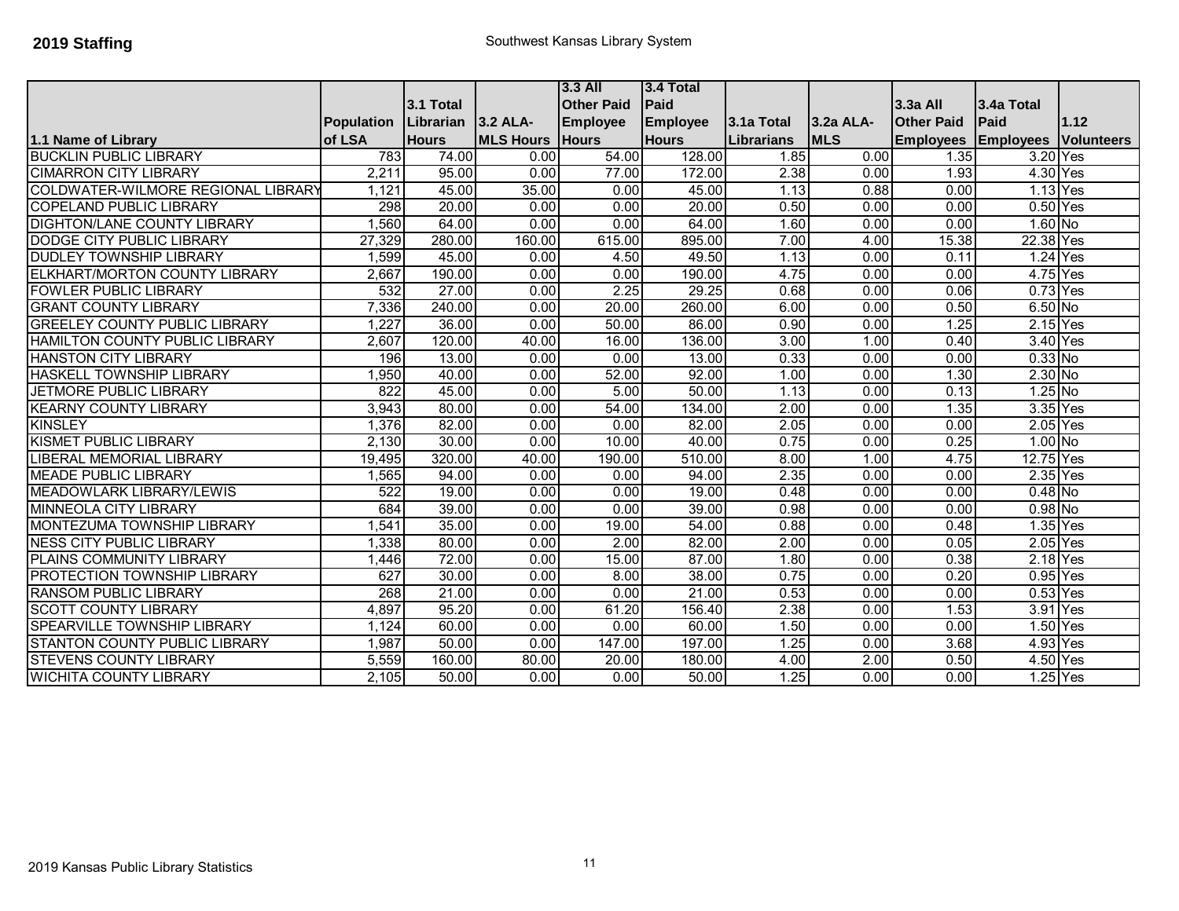**2019 Staffing**

Southwest Kansas Library System

| 1.1 Name of Library | Population of LSA | 3.1 Total Librarian Hours | 3.2 ALA-MLS Hours | 3.3 All Other Paid Employee Hours | 3.4 Total Paid Employee Hours | 3.1a Total Librarians | 3.2a ALA-MLS | 3.3a All Other Paid Employees | 3.4a Total Paid Employees | 1.12 Volunteers |
|---|---|---|---|---|---|---|---|---|---|---|
| BUCKLIN PUBLIC LIBRARY | 783 | 74.00 | 0.00 | 54.00 | 128.00 | 1.85 | 0.00 | 1.35 | 3.20 | Yes |
| CIMARRON CITY LIBRARY | 2,211 | 95.00 | 0.00 | 77.00 | 172.00 | 2.38 | 0.00 | 1.93 | 4.30 | Yes |
| COLDWATER-WILMORE REGIONAL LIBRARY | 1,121 | 45.00 | 35.00 | 0.00 | 45.00 | 1.13 | 0.88 | 0.00 | 1.13 | Yes |
| COPELAND PUBLIC LIBRARY | 298 | 20.00 | 0.00 | 0.00 | 20.00 | 0.50 | 0.00 | 0.00 | 0.50 | Yes |
| DIGHTON/LANE COUNTY LIBRARY | 1,560 | 64.00 | 0.00 | 0.00 | 64.00 | 1.60 | 0.00 | 0.00 | 1.60 | No |
| DODGE CITY PUBLIC LIBRARY | 27,329 | 280.00 | 160.00 | 615.00 | 895.00 | 7.00 | 4.00 | 15.38 | 22.38 | Yes |
| DUDLEY TOWNSHIP LIBRARY | 1,599 | 45.00 | 0.00 | 4.50 | 49.50 | 1.13 | 0.00 | 0.11 | 1.24 | Yes |
| ELKHART/MORTON COUNTY LIBRARY | 2,667 | 190.00 | 0.00 | 0.00 | 190.00 | 4.75 | 0.00 | 0.00 | 4.75 | Yes |
| FOWLER PUBLIC LIBRARY | 532 | 27.00 | 0.00 | 2.25 | 29.25 | 0.68 | 0.00 | 0.06 | 0.73 | Yes |
| GRANT COUNTY LIBRARY | 7,336 | 240.00 | 0.00 | 20.00 | 260.00 | 6.00 | 0.00 | 0.50 | 6.50 | No |
| GREELEY COUNTY PUBLIC LIBRARY | 1,227 | 36.00 | 0.00 | 50.00 | 86.00 | 0.90 | 0.00 | 1.25 | 2.15 | Yes |
| HAMILTON COUNTY PUBLIC LIBRARY | 2,607 | 120.00 | 40.00 | 16.00 | 136.00 | 3.00 | 1.00 | 0.40 | 3.40 | Yes |
| HANSTON CITY LIBRARY | 196 | 13.00 | 0.00 | 0.00 | 13.00 | 0.33 | 0.00 | 0.00 | 0.33 | No |
| HASKELL TOWNSHIP LIBRARY | 1,950 | 40.00 | 0.00 | 52.00 | 92.00 | 1.00 | 0.00 | 1.30 | 2.30 | No |
| JETMORE PUBLIC LIBRARY | 822 | 45.00 | 0.00 | 5.00 | 50.00 | 1.13 | 0.00 | 0.13 | 1.25 | No |
| KEARNY COUNTY LIBRARY | 3,943 | 80.00 | 0.00 | 54.00 | 134.00 | 2.00 | 0.00 | 1.35 | 3.35 | Yes |
| KINSLEY | 1,376 | 82.00 | 0.00 | 0.00 | 82.00 | 2.05 | 0.00 | 0.00 | 2.05 | Yes |
| KISMET PUBLIC LIBRARY | 2,130 | 30.00 | 0.00 | 10.00 | 40.00 | 0.75 | 0.00 | 0.25 | 1.00 | No |
| LIBERAL MEMORIAL LIBRARY | 19,495 | 320.00 | 40.00 | 190.00 | 510.00 | 8.00 | 1.00 | 4.75 | 12.75 | Yes |
| MEADE PUBLIC LIBRARY | 1,565 | 94.00 | 0.00 | 0.00 | 94.00 | 2.35 | 0.00 | 0.00 | 2.35 | Yes |
| MEADOWLARK LIBRARY/LEWIS | 522 | 19.00 | 0.00 | 0.00 | 19.00 | 0.48 | 0.00 | 0.00 | 0.48 | No |
| MINNEOLA CITY LIBRARY | 684 | 39.00 | 0.00 | 0.00 | 39.00 | 0.98 | 0.00 | 0.00 | 0.98 | No |
| MONTEZUMA TOWNSHIP LIBRARY | 1,541 | 35.00 | 0.00 | 19.00 | 54.00 | 0.88 | 0.00 | 0.48 | 1.35 | Yes |
| NESS CITY PUBLIC LIBRARY | 1,338 | 80.00 | 0.00 | 2.00 | 82.00 | 2.00 | 0.00 | 0.05 | 2.05 | Yes |
| PLAINS COMMUNITY LIBRARY | 1,446 | 72.00 | 0.00 | 15.00 | 87.00 | 1.80 | 0.00 | 0.38 | 2.18 | Yes |
| PROTECTION TOWNSHIP LIBRARY | 627 | 30.00 | 0.00 | 8.00 | 38.00 | 0.75 | 0.00 | 0.20 | 0.95 | Yes |
| RANSOM PUBLIC LIBRARY | 268 | 21.00 | 0.00 | 0.00 | 21.00 | 0.53 | 0.00 | 0.00 | 0.53 | Yes |
| SCOTT COUNTY LIBRARY | 4,897 | 95.20 | 0.00 | 61.20 | 156.40 | 2.38 | 0.00 | 1.53 | 3.91 | Yes |
| SPEARVILLE TOWNSHIP LIBRARY | 1,124 | 60.00 | 0.00 | 0.00 | 60.00 | 1.50 | 0.00 | 0.00 | 1.50 | Yes |
| STANTON COUNTY PUBLIC LIBRARY | 1,987 | 50.00 | 0.00 | 147.00 | 197.00 | 1.25 | 0.00 | 3.68 | 4.93 | Yes |
| STEVENS COUNTY LIBRARY | 5,559 | 160.00 | 80.00 | 20.00 | 180.00 | 4.00 | 2.00 | 0.50 | 4.50 | Yes |
| WICHITA COUNTY LIBRARY | 2,105 | 50.00 | 0.00 | 0.00 | 50.00 | 1.25 | 0.00 | 0.00 | 1.25 | Yes |

2019 Kansas Public Library Statistics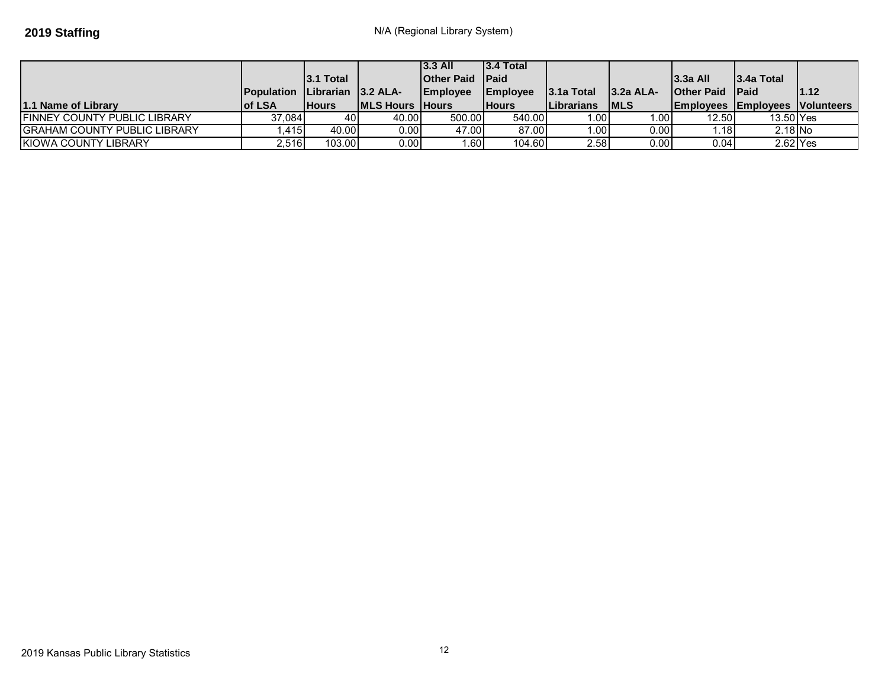**2019 Staffing**

N/A (Regional Library System)

| 1.1 Name of Library | Population of LSA | 3.1 Total Librarian Hours | 3.2 ALA-MLS Hours | 3.3 All Other Paid Employee Hours | 3.4 Total Paid Employee Hours | 3.1a Total Librarians | 3.2a ALA-MLS | 3.3a All Other Paid Employees | 3.4a Total Paid Employees | 1.12 Volunteers |
|---|---|---|---|---|---|---|---|---|---|---|
| FINNEY COUNTY PUBLIC LIBRARY | 37,084 | 40 | 40.00 | 500.00 | 540.00 | 1.00 | 1.00 | 12.50 | 13.50 | Yes |
| GRAHAM COUNTY PUBLIC LIBRARY | 1,415 | 40.00 | 0.00 | 47.00 | 87.00 | 1.00 | 0.00 | 1.18 | 2.18 | No |
| KIOWA COUNTY LIBRARY | 2,516 | 103.00 | 0.00 | 1.60 | 104.60 | 2.58 | 0.00 | 0.04 | 2.62 | Yes |

2019 Kansas Public Library Statistics